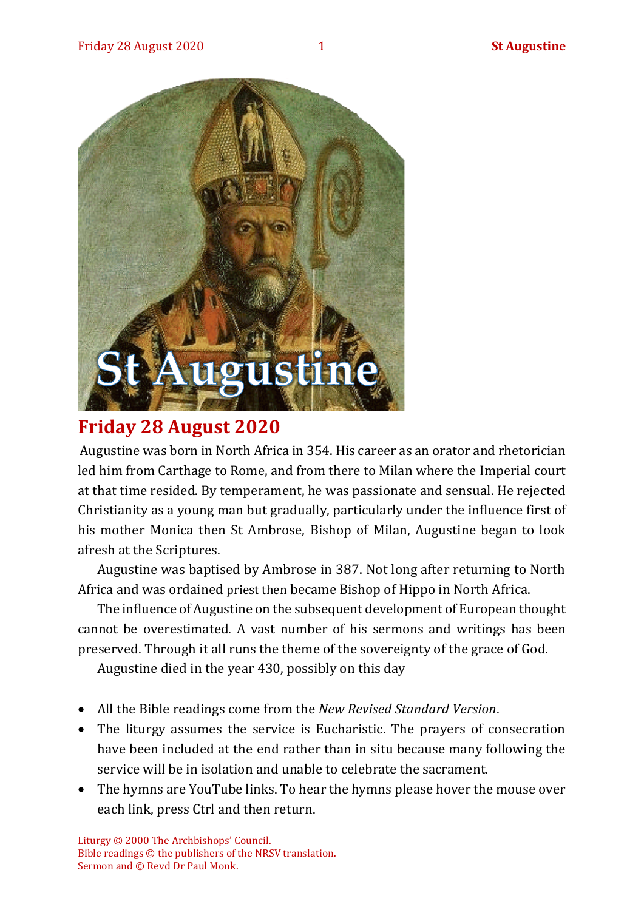# St Augustine

## Friday 28 August 2020

Augustine was born in North Africa in 354. His career as an orator and rhetorician led him from Carthage to Rome, and from there to Milan where the Imperial court at that time resided. By temperament, he was passionate and sensual. He rejected Christianity as a young man but gradually, particularly under the influence first of his mother Monica then St Ambrose, Bishop of Milan, Augustine began to look afresh at the Scriptures.

Augustine was baptised by Ambrose in 387. Not long after returning to North Africa and was ordained priest then became Bishop of Hippo in North Africa.

The influence of Augustine on the subsequent development of European thought cannot be overestimated. A vast number of his sermons and writings has been preserved. Through it all runs the theme of the sovereignty of the grace of God.

Augustine died in the year 430, possibly on this day

- All the Bible readings come from the *New Revised Standard Version*.
- The liturgy assumes the service is Eucharistic. The prayers of consecration have been included at the end rather than in situ because many following the service will be in isolation and unable to celebrate the sacrament.
- The hymns are YouTube links. To hear the hymns please hover the mouse over each link, press Ctrl and then return.

Liturgy © 2000 The Archbishops' Council.
Bible readings © the publishers of the NRSV translation.
Sermon and © Revd Dr Paul Monk.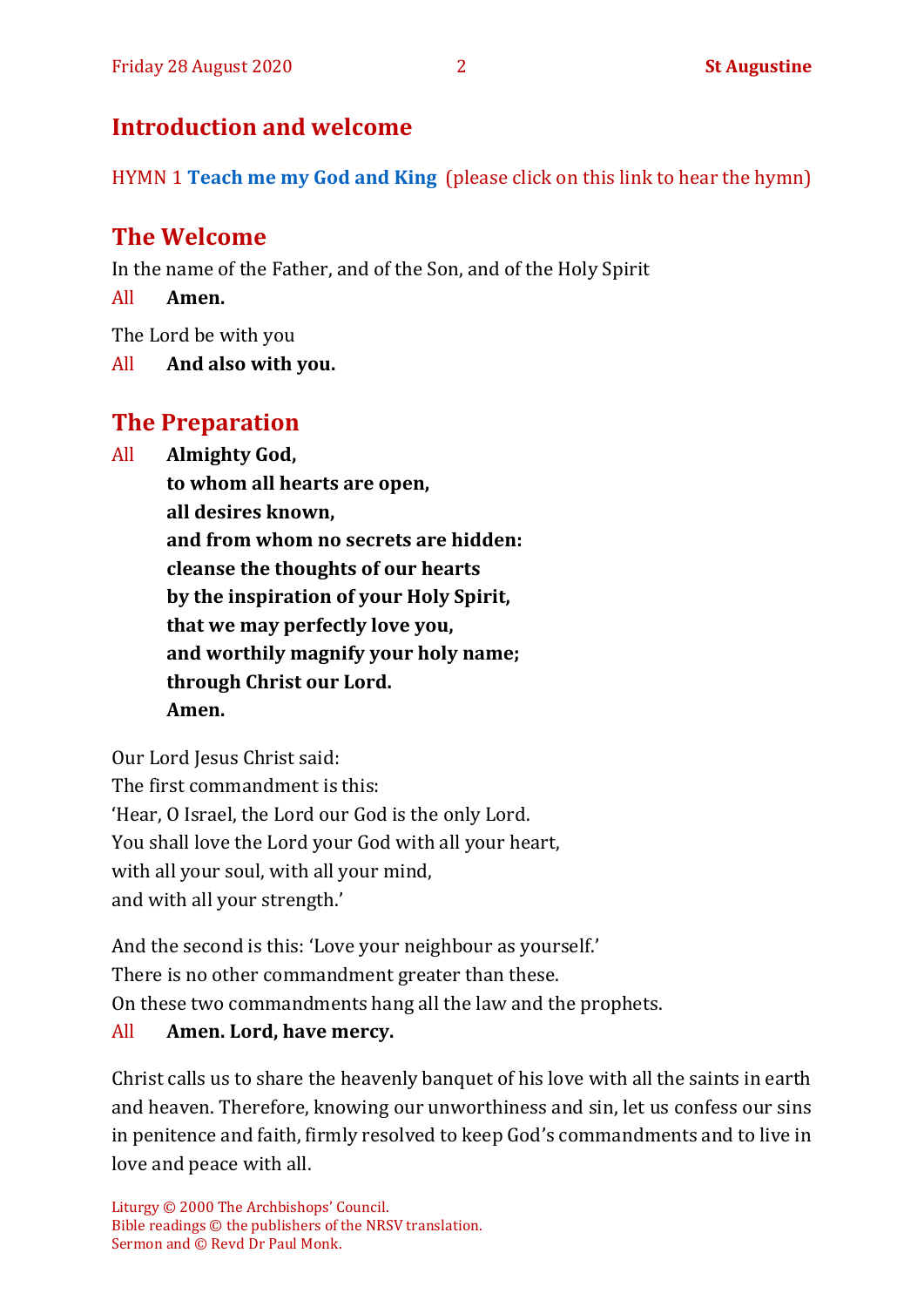## Introduction and welcome

HYMN 1 **Teach me my God and King** (please click on this link to hear the hymn)

## The Welcome

In the name of the Father, and of the Son, and of the Holy Spirit

All **Amen.**

The Lord be with you

All **And also with you.**

## The Preparation

All **Almighty God,**
**to whom all hearts are open,**
**all desires known,**
**and from whom no secrets are hidden:**
**cleanse the thoughts of our hearts**
**by the inspiration of your Holy Spirit,**
**that we may perfectly love you,**
**and worthily magnify your holy name;**
**through Christ our Lord.**
**Amen.**

Our Lord Jesus Christ said:
The first commandment is this:
'Hear, O Israel, the Lord our God is the only Lord.
You shall love the Lord your God with all your heart,
with all your soul, with all your mind,
and with all your strength.'

And the second is this: 'Love your neighbour as yourself.'
There is no other commandment greater than these.
On these two commandments hang all the law and the prophets.

All **Amen. Lord, have mercy.**

Christ calls us to share the heavenly banquet of his love with all the saints in earth and heaven. Therefore, knowing our unworthiness and sin, let us confess our sins in penitence and faith, firmly resolved to keep God's commandments and to live in love and peace with all.

Liturgy © 2000 The Archbishops' Council.
Bible readings © the publishers of the NRSV translation.
Sermon and © Revd Dr Paul Monk.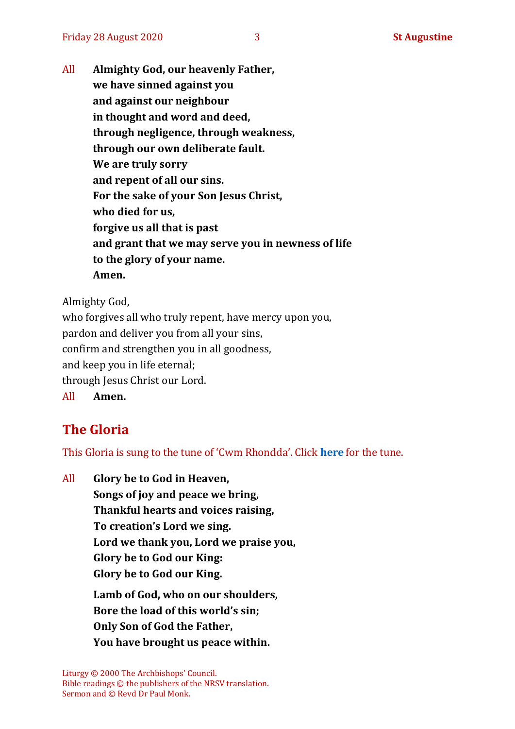All **Almighty God, our heavenly Father,**
**we have sinned against you**
**and against our neighbour**
**in thought and word and deed,**
**through negligence, through weakness,**
**through our own deliberate fault.**
**We are truly sorry**
**and repent of all our sins.**
**For the sake of your Son Jesus Christ,**
**who died for us,**
**forgive us all that is past**
**and grant that we may serve you in newness of life**
**to the glory of your name.**
**Amen.**

Almighty God,
who forgives all who truly repent, have mercy upon you,
pardon and deliver you from all your sins,
confirm and strengthen you in all goodness,
and keep you in life eternal;
through Jesus Christ our Lord.
All **Amen.**

## The Gloria

This Gloria is sung to the tune of 'Cwm Rhondda'. Click **here** for the tune.

All **Glory be to God in Heaven,**
**Songs of joy and peace we bring,**
**Thankful hearts and voices raising,**
**To creation's Lord we sing.**
**Lord we thank you, Lord we praise you,**
**Glory be to God our King:**
**Glory be to God our King.**

**Lamb of God, who on our shoulders,**
**Bore the load of this world's sin;**
**Only Son of God the Father,**
**You have brought us peace within.**

Liturgy © 2000 The Archbishops' Council.
Bible readings © the publishers of the NRSV translation.
Sermon and © Revd Dr Paul Monk.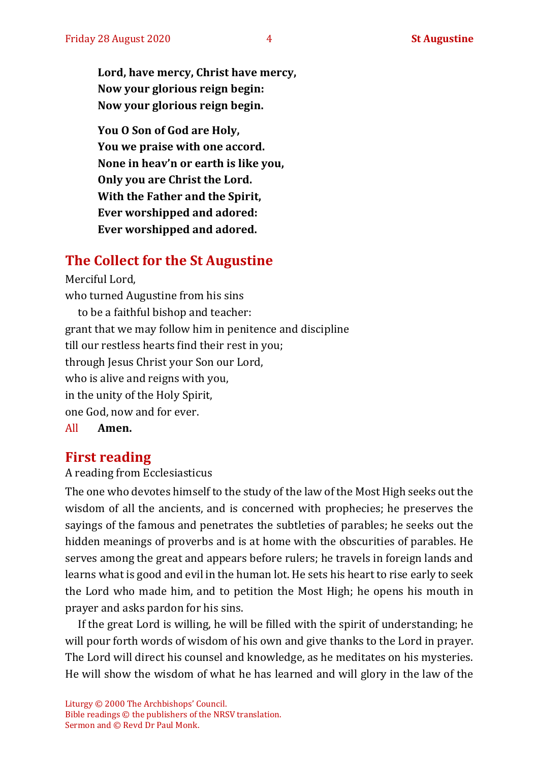**Lord, have mercy, Christ have mercy,**
**Now your glorious reign begin:**
**Now your glorious reign begin.**

**You O Son of God are Holy,**
**You we praise with one accord.**
**None in heav'n or earth is like you,**
**Only you are Christ the Lord.**
**With the Father and the Spirit,**
**Ever worshipped and adored:**
**Ever worshipped and adored.**

## The Collect for the St Augustine

Merciful Lord,
who turned Augustine from his sins
to be a faithful bishop and teacher:
grant that we may follow him in penitence and discipline
till our restless hearts find their rest in you;
through Jesus Christ your Son our Lord,
who is alive and reigns with you,
in the unity of the Holy Spirit,
one God, now and for ever.
All **Amen.**

## First reading

A reading from Ecclesiasticus

The one who devotes himself to the study of the law of the Most High seeks out the wisdom of all the ancients, and is concerned with prophecies; he preserves the sayings of the famous and penetrates the subtleties of parables; he seeks out the hidden meanings of proverbs and is at home with the obscurities of parables. He serves among the great and appears before rulers; he travels in foreign lands and learns what is good and evil in the human lot. He sets his heart to rise early to seek the Lord who made him, and to petition the Most High; he opens his mouth in prayer and asks pardon for his sins.

If the great Lord is willing, he will be filled with the spirit of understanding; he will pour forth words of wisdom of his own and give thanks to the Lord in prayer. The Lord will direct his counsel and knowledge, as he meditates on his mysteries. He will show the wisdom of what he has learned and will glory in the law of the

Liturgy © 2000 The Archbishops' Council.
Bible readings © the publishers of the NRSV translation.
Sermon and © Revd Dr Paul Monk.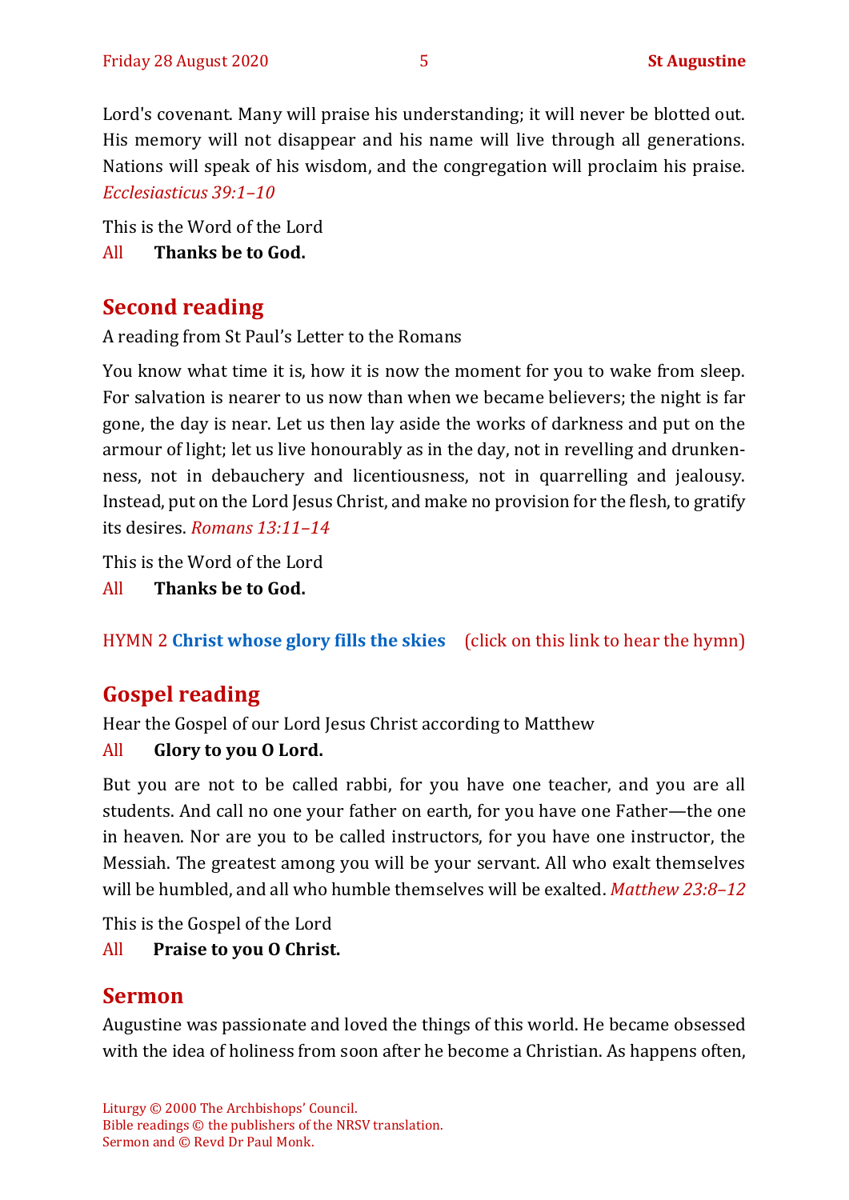Lord's covenant. Many will praise his understanding; it will never be blotted out. His memory will not disappear and his name will live through all generations. Nations will speak of his wisdom, and the congregation will proclaim his praise. *Ecclesiasticus 39:1–10*

This is the Word of the Lord

All **Thanks be to God.**

## Second reading

A reading from St Paul's Letter to the Romans

You know what time it is, how it is now the moment for you to wake from sleep. For salvation is nearer to us now than when we became believers; the night is far gone, the day is near. Let us then lay aside the works of darkness and put on the armour of light; let us live honourably as in the day, not in revelling and drunkenness, not in debauchery and licentiousness, not in quarrelling and jealousy. Instead, put on the Lord Jesus Christ, and make no provision for the flesh, to gratify its desires. *Romans 13:11–14*

This is the Word of the Lord

All **Thanks be to God.**

HYMN 2 **Christ whose glory fills the skies** (click on this link to hear the hymn)

## Gospel reading

Hear the Gospel of our Lord Jesus Christ according to Matthew

All **Glory to you O Lord.**

But you are not to be called rabbi, for you have one teacher, and you are all students. And call no one your father on earth, for you have one Father—the one in heaven. Nor are you to be called instructors, for you have one instructor, the Messiah. The greatest among you will be your servant. All who exalt themselves will be humbled, and all who humble themselves will be exalted. *Matthew 23:8–12*

This is the Gospel of the Lord

All **Praise to you O Christ.**

## Sermon

Augustine was passionate and loved the things of this world. He became obsessed with the idea of holiness from soon after he become a Christian. As happens often,

Liturgy © 2000 The Archbishops' Council.
Bible readings © the publishers of the NRSV translation.
Sermon and © Revd Dr Paul Monk.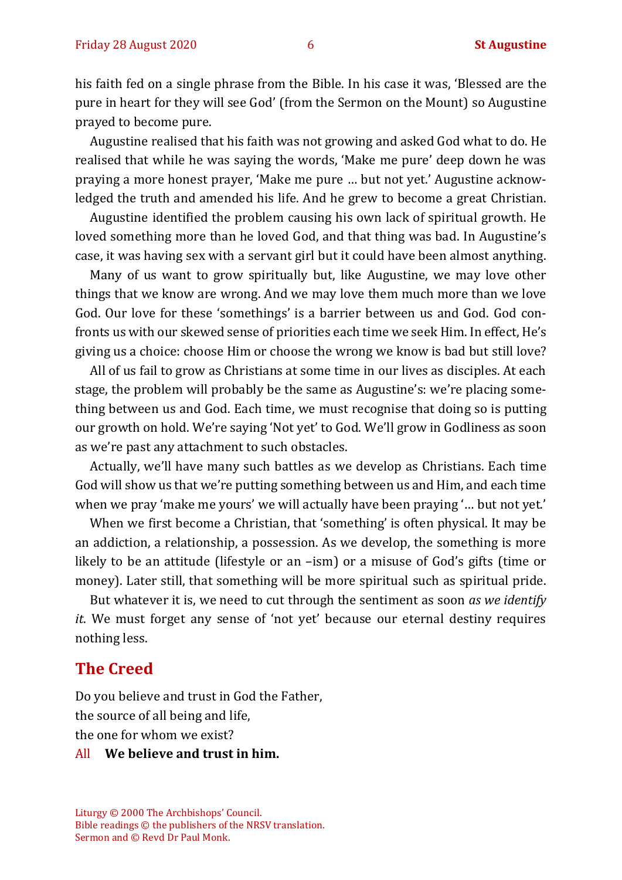his faith fed on a single phrase from the Bible. In his case it was, 'Blessed are the pure in heart for they will see God' (from the Sermon on the Mount) so Augustine prayed to become pure.

Augustine realised that his faith was not growing and asked God what to do. He realised that while he was saying the words, 'Make me pure' deep down he was praying a more honest prayer, 'Make me pure … but not yet.' Augustine acknowledged the truth and amended his life. And he grew to become a great Christian.

Augustine identified the problem causing his own lack of spiritual growth. He loved something more than he loved God, and that thing was bad. In Augustine's case, it was having sex with a servant girl but it could have been almost anything.

Many of us want to grow spiritually but, like Augustine, we may love other things that we know are wrong. And we may love them much more than we love God. Our love for these 'somethings' is a barrier between us and God. God confronts us with our skewed sense of priorities each time we seek Him. In effect, He's giving us a choice: choose Him or choose the wrong we know is bad but still love?

All of us fail to grow as Christians at some time in our lives as disciples. At each stage, the problem will probably be the same as Augustine's: we're placing something between us and God. Each time, we must recognise that doing so is putting our growth on hold. We're saying 'Not yet' to God. We'll grow in Godliness as soon as we're past any attachment to such obstacles.

Actually, we'll have many such battles as we develop as Christians. Each time God will show us that we're putting something between us and Him, and each time when we pray 'make me yours' we will actually have been praying '… but not yet.'

When we first become a Christian, that 'something' is often physical. It may be an addiction, a relationship, a possession. As we develop, the something is more likely to be an attitude (lifestyle or an –ism) or a misuse of God's gifts (time or money). Later still, that something will be more spiritual such as spiritual pride.

But whatever it is, we need to cut through the sentiment as soon *as we identify it*. We must forget any sense of 'not yet' because our eternal destiny requires nothing less.

## The Creed

Do you believe and trust in God the Father,
the source of all being and life,
the one for whom we exist?

All **We believe and trust in him.**

Liturgy © 2000 The Archbishops' Council.
Bible readings © the publishers of the NRSV translation.
Sermon and © Revd Dr Paul Monk.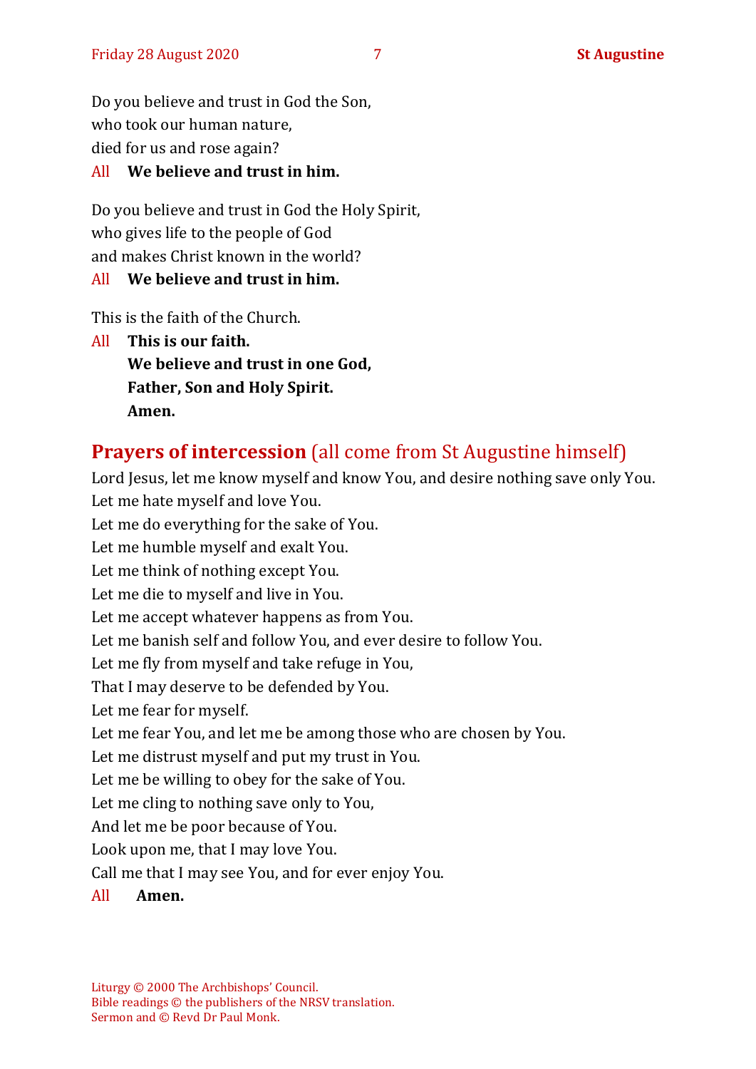Do you believe and trust in God the Son,
who took our human nature,
died for us and rose again?

All **We believe and trust in him.**

Do you believe and trust in God the Holy Spirit,
who gives life to the people of God
and makes Christ known in the world?

All **We believe and trust in him.**

This is the faith of the Church.

All **This is our faith.**
**We believe and trust in one God,**
**Father, Son and Holy Spirit.**
**Amen.**

## Prayers of intercession (all come from St Augustine himself)

Lord Jesus, let me know myself and know You, and desire nothing save only You.
Let me hate myself and love You.
Let me do everything for the sake of You.
Let me humble myself and exalt You.
Let me think of nothing except You.
Let me die to myself and live in You.
Let me accept whatever happens as from You.
Let me banish self and follow You, and ever desire to follow You.
Let me fly from myself and take refuge in You,
That I may deserve to be defended by You.
Let me fear for myself.
Let me fear You, and let me be among those who are chosen by You.
Let me distrust myself and put my trust in You.
Let me be willing to obey for the sake of You.
Let me cling to nothing save only to You,
And let me be poor because of You.
Look upon me, that I may love You.
Call me that I may see You, and for ever enjoy You.

All **Amen.**

Liturgy © 2000 The Archbishops' Council.
Bible readings © the publishers of the NRSV translation.
Sermon and © Revd Dr Paul Monk.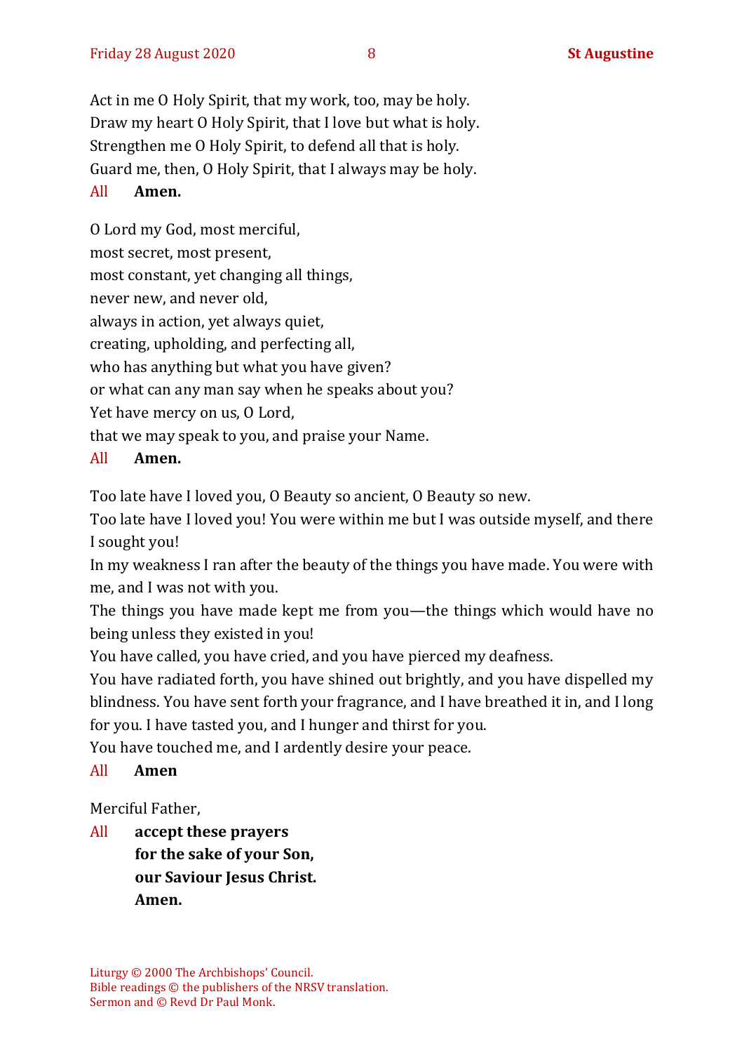Act in me O Holy Spirit, that my work, too, may be holy.
Draw my heart O Holy Spirit, that I love but what is holy.
Strengthen me O Holy Spirit, to defend all that is holy.
Guard me, then, O Holy Spirit, that I always may be holy.

All **Amen.**

O Lord my God, most merciful,
most secret, most present,
most constant, yet changing all things,
never new, and never old,
always in action, yet always quiet,
creating, upholding, and perfecting all,
who has anything but what you have given?
or what can any man say when he speaks about you?
Yet have mercy on us, O Lord,
that we may speak to you, and praise your Name.

All **Amen.**

Too late have I loved you, O Beauty so ancient, O Beauty so new.
Too late have I loved you! You were within me but I was outside myself, and there I sought you!
In my weakness I ran after the beauty of the things you have made. You were with me, and I was not with you.
The things you have made kept me from you—the things which would have no being unless they existed in you!
You have called, you have cried, and you have pierced my deafness.
You have radiated forth, you have shined out brightly, and you have dispelled my blindness. You have sent forth your fragrance, and I have breathed it in, and I long for you. I have tasted you, and I hunger and thirst for you.
You have touched me, and I ardently desire your peace.

All **Amen**

Merciful Father,

All **accept these prayers**
**for the sake of your Son,**
**our Saviour Jesus Christ.**
**Amen.**

Liturgy © 2000 The Archbishops' Council.
Bible readings © the publishers of the NRSV translation.
Sermon and © Revd Dr Paul Monk.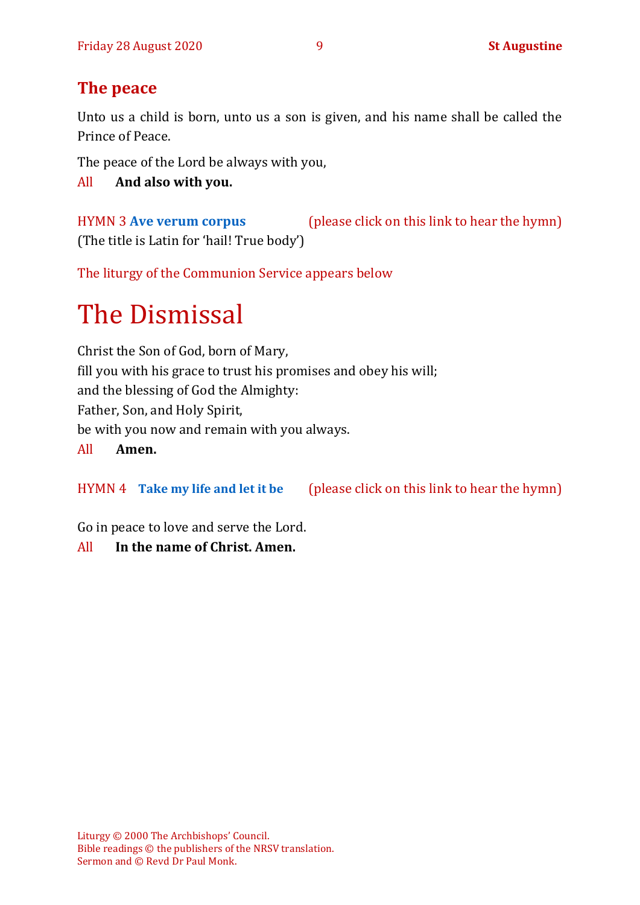## The peace

Unto us a child is born, unto us a son is given, and his name shall be called the Prince of Peace.

The peace of the Lord be always with you,

All **And also with you.**

HYMN 3 **Ave verum corpus** (please click on this link to hear the hymn)
(The title is Latin for 'hail! True body')

The liturgy of the Communion Service appears below

# The Dismissal

Christ the Son of God, born of Mary,
fill you with his grace to trust his promises and obey his will;
and the blessing of God the Almighty:
Father, Son, and Holy Spirit,
be with you now and remain with you always.

All **Amen.**

HYMN 4 **Take my life and let it be** (please click on this link to hear the hymn)

Go in peace to love and serve the Lord.

All **In the name of Christ. Amen.**

Liturgy © 2000 The Archbishops' Council.
Bible readings © the publishers of the NRSV translation.
Sermon and © Revd Dr Paul Monk.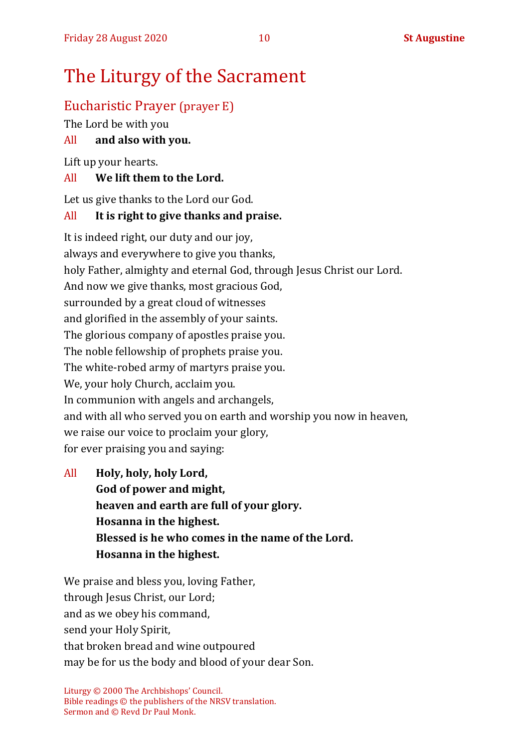# The Liturgy of the Sacrament

## Eucharistic Prayer (prayer E)

The Lord be with you

All **and also with you.**

Lift up your hearts.

All **We lift them to the Lord.**

Let us give thanks to the Lord our God.

All **It is right to give thanks and praise.**

It is indeed right, our duty and our joy,
always and everywhere to give you thanks,
holy Father, almighty and eternal God, through Jesus Christ our Lord.
And now we give thanks, most gracious God,
surrounded by a great cloud of witnesses
and glorified in the assembly of your saints.
The glorious company of apostles praise you.
The noble fellowship of prophets praise you.
The white-robed army of martyrs praise you.
We, your holy Church, acclaim you.
In communion with angels and archangels,
and with all who served you on earth and worship you now in heaven,
we raise our voice to proclaim your glory,
for ever praising you and saying:

All **Holy, holy, holy Lord,**
**God of power and might,**
**heaven and earth are full of your glory.**
**Hosanna in the highest.**
**Blessed is he who comes in the name of the Lord.**
**Hosanna in the highest.**

We praise and bless you, loving Father,
through Jesus Christ, our Lord;
and as we obey his command,
send your Holy Spirit,
that broken bread and wine outpoured
may be for us the body and blood of your dear Son.

Liturgy © 2000 The Archbishops' Council.
Bible readings © the publishers of the NRSV translation.
Sermon and © Revd Dr Paul Monk.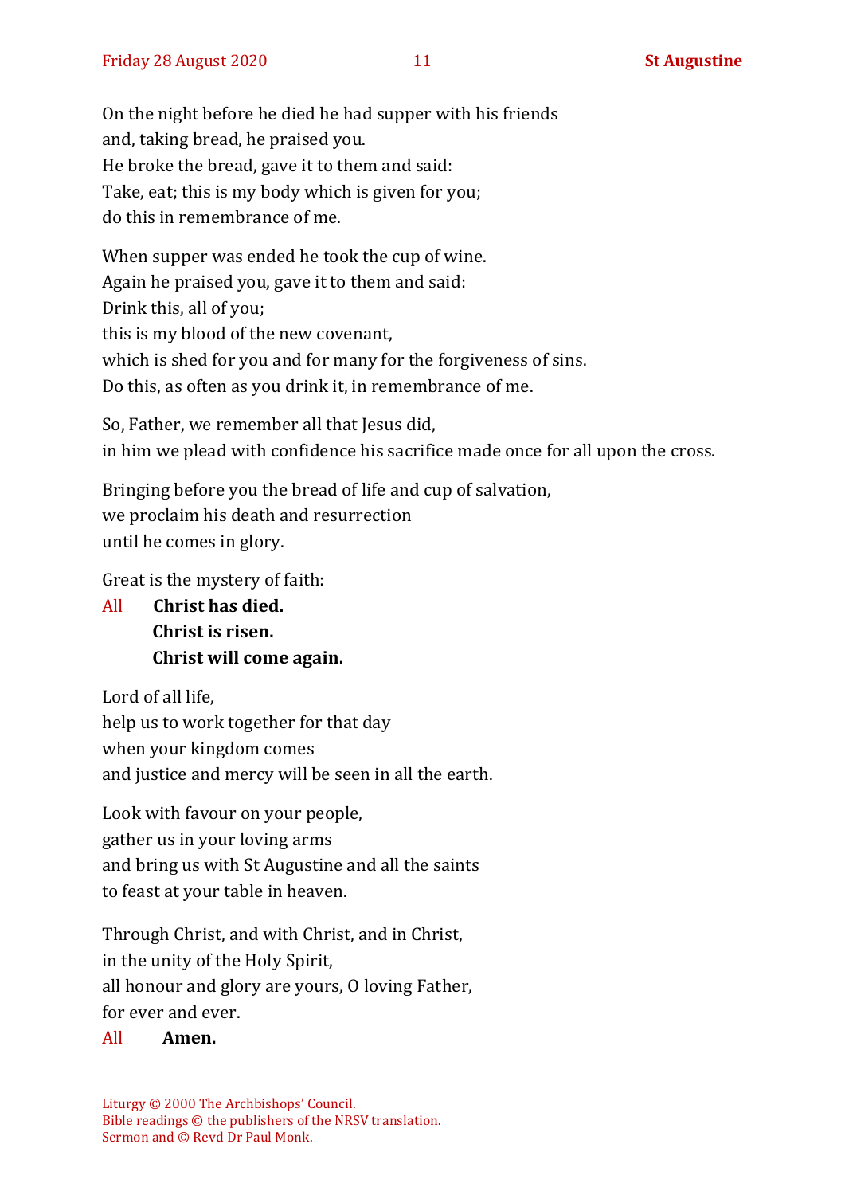On the night before he died he had supper with his friends
and, taking bread, he praised you.
He broke the bread, gave it to them and said:
Take, eat; this is my body which is given for you;
do this in remembrance of me.

When supper was ended he took the cup of wine.
Again he praised you, gave it to them and said:
Drink this, all of you;
this is my blood of the new covenant,
which is shed for you and for many for the forgiveness of sins.
Do this, as often as you drink it, in remembrance of me.

So, Father, we remember all that Jesus did,
in him we plead with confidence his sacrifice made once for all upon the cross.

Bringing before you the bread of life and cup of salvation,
we proclaim his death and resurrection
until he comes in glory.

Great is the mystery of faith:

All **Christ has died.**
**Christ is risen.**
**Christ will come again.**

Lord of all life,
help us to work together for that day
when your kingdom comes
and justice and mercy will be seen in all the earth.

Look with favour on your people,
gather us in your loving arms
and bring us with St Augustine and all the saints
to feast at your table in heaven.

Through Christ, and with Christ, and in Christ,
in the unity of the Holy Spirit,
all honour and glory are yours, O loving Father,
for ever and ever.

All **Amen.**

Liturgy © 2000 The Archbishops' Council.
Bible readings © the publishers of the NRSV translation.
Sermon and © Revd Dr Paul Monk.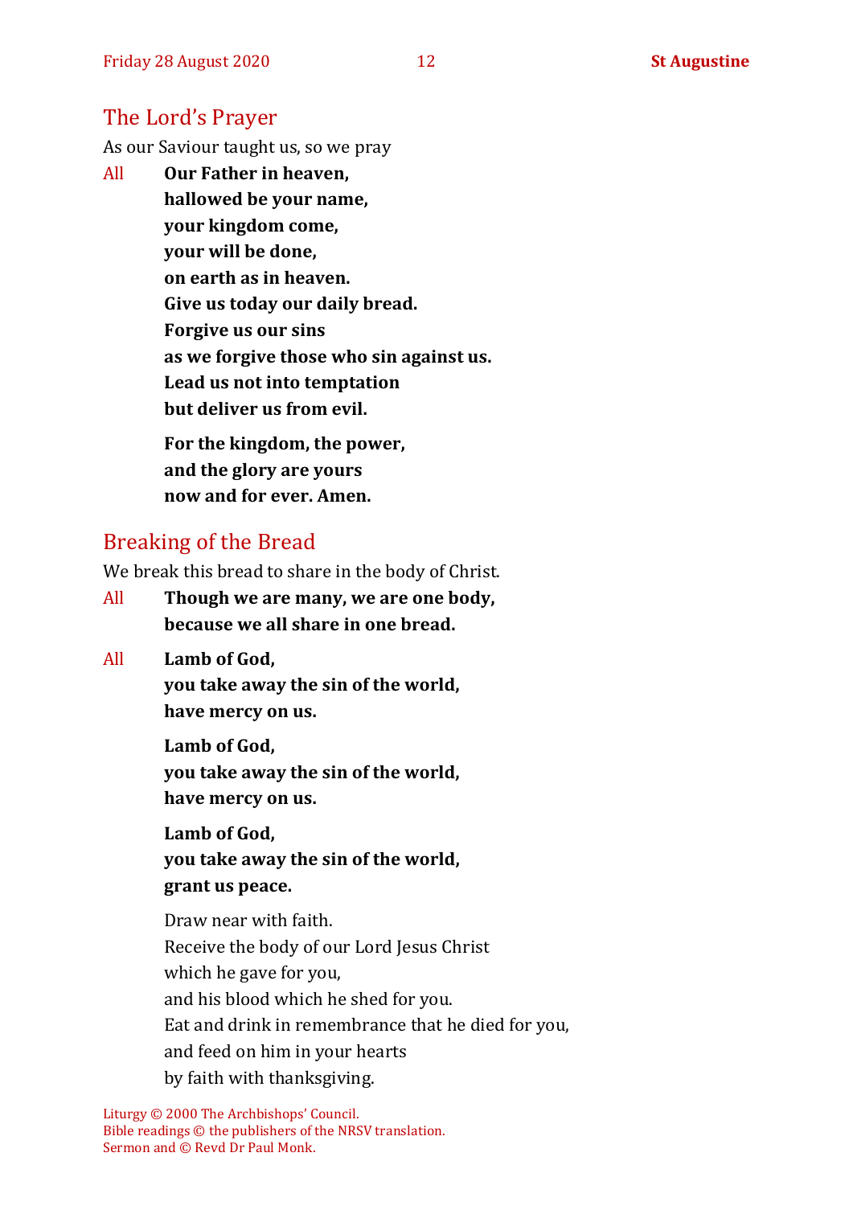## The Lord's Prayer

As our Saviour taught us, so we pray

All **Our Father in heaven,**
**hallowed be your name,**
**your kingdom come,**
**your will be done,**
**on earth as in heaven.**
**Give us today our daily bread.**
**Forgive us our sins**
**as we forgive those who sin against us.**
**Lead us not into temptation**
**but deliver us from evil.**

**For the kingdom, the power,**
**and the glory are yours**
**now and for ever. Amen.**

## Breaking of the Bread

We break this bread to share in the body of Christ.

All **Though we are many, we are one body,**
**because we all share in one bread.**

All **Lamb of God,**
**you take away the sin of the world,**
**have mercy on us.**

**Lamb of God,**
**you take away the sin of the world,**
**have mercy on us.**

**Lamb of God,**
**you take away the sin of the world,**
**grant us peace.**

Draw near with faith.
Receive the body of our Lord Jesus Christ
which he gave for you,
and his blood which he shed for you.
Eat and drink in remembrance that he died for you,
and feed on him in your hearts
by faith with thanksgiving.

Liturgy © 2000 The Archbishops' Council.
Bible readings © the publishers of the NRSV translation.
Sermon and © Revd Dr Paul Monk.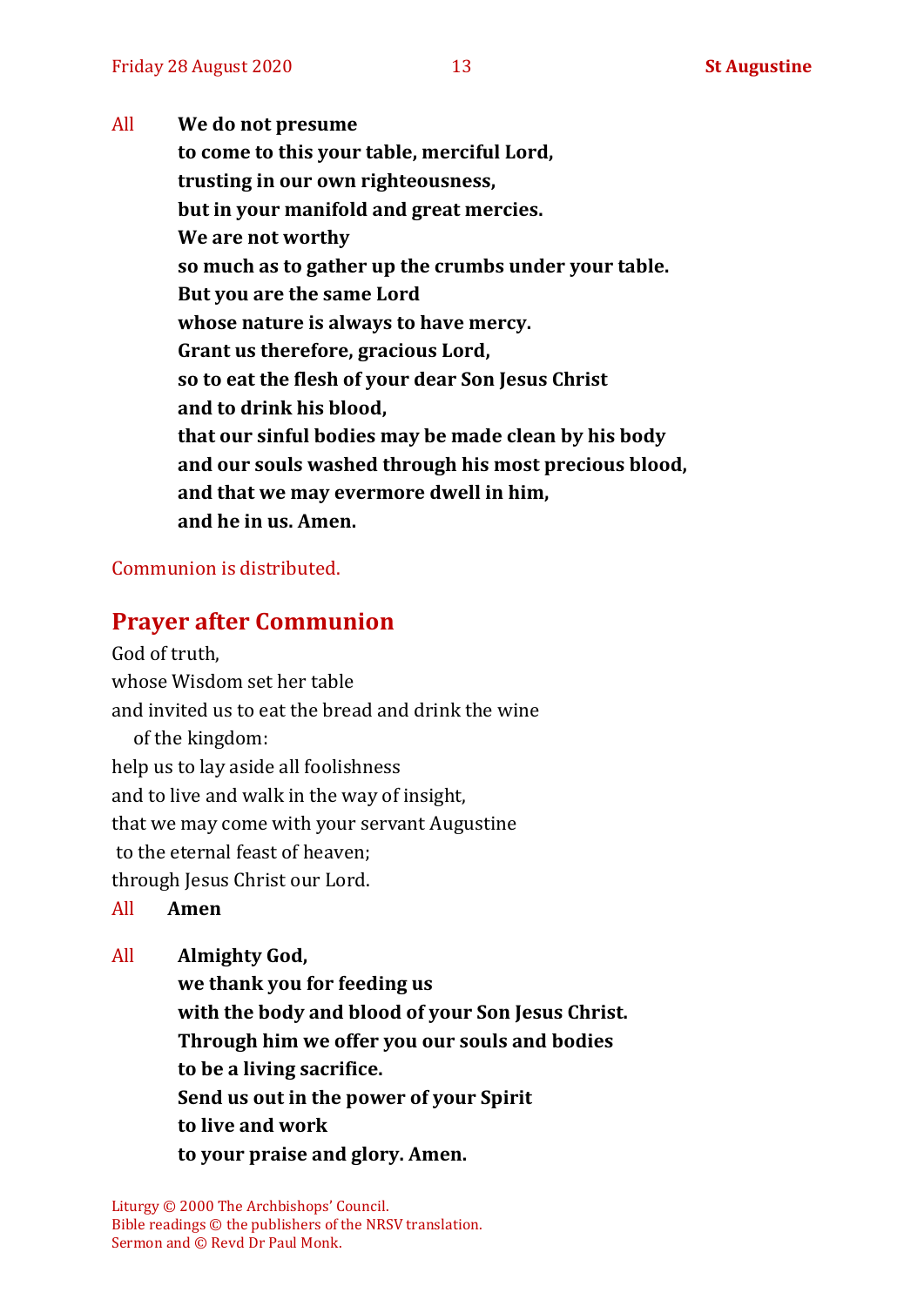All **We do not presume**
**to come to this your table, merciful Lord,**
**trusting in our own righteousness,**
**but in your manifold and great mercies.**
**We are not worthy**
**so much as to gather up the crumbs under your table.**
**But you are the same Lord**
**whose nature is always to have mercy.**
**Grant us therefore, gracious Lord,**
**so to eat the flesh of your dear Son Jesus Christ**
**and to drink his blood,**
**that our sinful bodies may be made clean by his body**
**and our souls washed through his most precious blood,**
**and that we may evermore dwell in him,**
**and he in us. Amen.**

Communion is distributed.

## Prayer after Communion

God of truth,
whose Wisdom set her table
and invited us to eat the bread and drink the wine
of the kingdom:
help us to lay aside all foolishness
and to live and walk in the way of insight,
that we may come with your servant Augustine
to the eternal feast of heaven;
through Jesus Christ our Lord.

All **Amen**

All **Almighty God,**
**we thank you for feeding us**
**with the body and blood of your Son Jesus Christ.**
**Through him we offer you our souls and bodies**
**to be a living sacrifice.**
**Send us out in the power of your Spirit**
**to live and work**
**to your praise and glory. Amen.**

Liturgy © 2000 The Archbishops' Council.
Bible readings © the publishers of the NRSV translation.
Sermon and © Revd Dr Paul Monk.